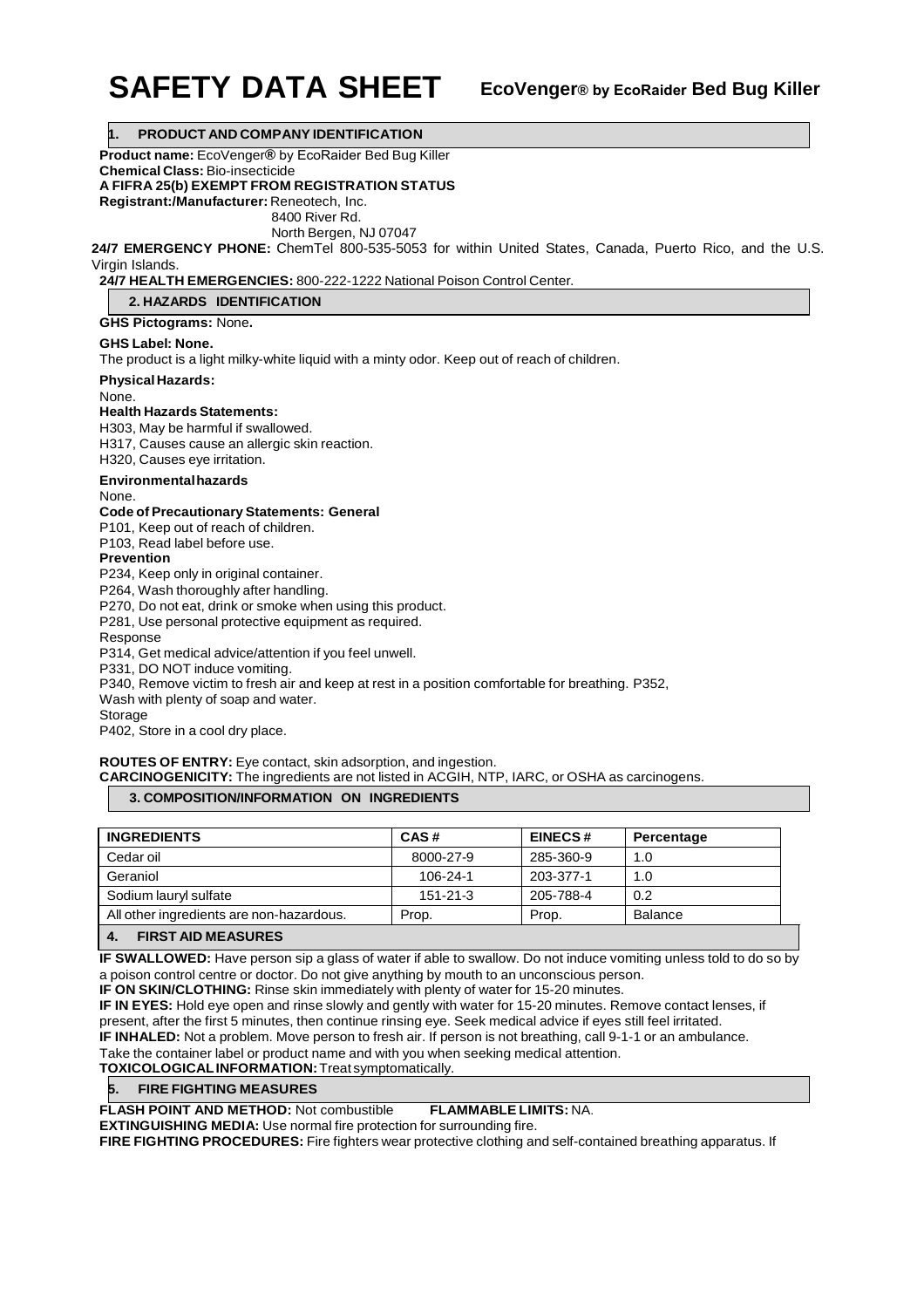# SAFETY DATA SHEET EcoVenger® by EcoRaider Bed Bug Killer

## 1. PRODUCT AND COMPANY IDENTIFICATION

**Product name:** EcoVenger® by EcoRaider Bed Bug Killer
**Chemical Class:** Bio-insecticide
**A FIFRA 25(b) EXEMPT FROM REGISTRATION STATUS**
**Registrant:/Manufacturer:** Reneotech, Inc.
8400 River Rd.
North Bergen, NJ 07047

**24/7 EMERGENCY PHONE:** ChemTel 800-535-5053 for within United States, Canada, Puerto Rico, and the U.S. Virgin Islands.
**24/7 HEALTH EMERGENCIES:** 800-222-1222 National Poison Control Center.

## 2. HAZARDS IDENTIFICATION

**GHS Pictograms:** None.

**GHS Label: None.**
The product is a light milky-white liquid with a minty odor. Keep out of reach of children.

**Physical Hazards:**
None.
**Health Hazards Statements:**
H303, May be harmful if swallowed.
H317, Causes cause an allergic skin reaction.
H320, Causes eye irritation.

**Environmental hazards**
None.
**Code of Precautionary Statements: General**
P101, Keep out of reach of children.
P103, Read label before use.
**Prevention**
P234, Keep only in original container.
P264, Wash thoroughly after handling.
P270, Do not eat, drink or smoke when using this product.
P281, Use personal protective equipment as required.
Response
P314, Get medical advice/attention if you feel unwell.
P331, DO NOT induce vomiting.
P340, Remove victim to fresh air and keep at rest in a position comfortable for breathing. P352,
Wash with plenty of soap and water.
Storage
P402, Store in a cool dry place.

**ROUTES OF ENTRY:** Eye contact, skin adsorption, and ingestion.
**CARCINOGENICITY:** The ingredients are not listed in ACGIH, NTP, IARC, or OSHA as carcinogens.

## 3. COMPOSITION/INFORMATION ON INGREDIENTS

| INGREDIENTS | CAS # | EINECS # | Percentage |
|---|---|---|---|
| Cedar oil | 8000-27-9 | 285-360-9 | 1.0 |
| Geraniol | 106-24-1 | 203-377-1 | 1.0 |
| Sodium lauryl sulfate | 151-21-3 | 205-788-4 | 0.2 |
| All other ingredients are non-hazardous. | Prop. | Prop. | Balance |

## 4. FIRST AID MEASURES

**IF SWALLOWED:** Have person sip a glass of water if able to swallow. Do not induce vomiting unless told to do so by a poison control centre or doctor. Do not give anything by mouth to an unconscious person.
**IF ON SKIN/CLOTHING:** Rinse skin immediately with plenty of water for 15-20 minutes.
**IF IN EYES:** Hold eye open and rinse slowly and gently with water for 15-20 minutes. Remove contact lenses, if present, after the first 5 minutes, then continue rinsing eye. Seek medical advice if eyes still feel irritated.
**IF INHALED:** Not a problem. Move person to fresh air. If person is not breathing, call 9-1-1 or an ambulance.
Take the container label or product name and with you when seeking medical attention.
**TOXICOLOGICAL INFORMATION:** Treat symptomatically.

## 5. FIRE FIGHTING MEASURES

**FLASH POINT AND METHOD:** Not combustible **FLAMMABLE LIMITS:** NA.
**EXTINGUISHING MEDIA:** Use normal fire protection for surrounding fire.
**FIRE FIGHTING PROCEDURES:** Fire fighters wear protective clothing and self-contained breathing apparatus. If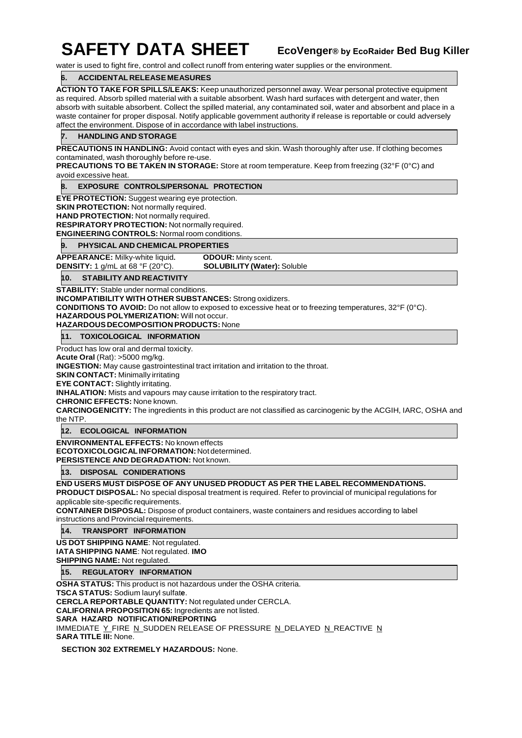water is used to fight fire, control and collect runoff from entering water supplies or the environment.

## 6. ACCIDENTAL RELEASE MEASURES

**ACTION TO TAKE FOR SPILLS/LEAKS:** Keep unauthorized personnel away. Wear personal protective equipment as required. Absorb spilled material with a suitable absorbent. Wash hard surfaces with detergent and water, then absorb with suitable absorbent. Collect the spilled material, any contaminated soil, water and absorbent and place in a waste container for proper disposal. Notify applicable government authority if release is reportable or could adversely affect the environment. Dispose of in accordance with label instructions.

## 7. HANDLING AND STORAGE

**PRECAUTIONS IN HANDLING:** Avoid contact with eyes and skin. Wash thoroughly after use. If clothing becomes contaminated, wash thoroughly before re-use.

**PRECAUTIONS TO BE TAKEN IN STORAGE:** Store at room temperature. Keep from freezing (32°F (0°C) and avoid excessive heat.

## 8. EXPOSURE CONTROLS/PERSONAL PROTECTION

**EYE PROTECTION:** Suggest wearing eye protection.
**SKIN PROTECTION:** Not normally required.
**HAND PROTECTION:** Not normally required.
**RESPIRATORY PROTECTION:** Not normally required.
**ENGINEERING CONTROLS:** Normal room conditions.

## 9. PHYSICAL AND CHEMICAL PROPERTIES

**APPEARANCE:** Milky-white liquid. **ODOUR:** Minty scent.
**DENSITY:** 1 g/mL at 68 °F (20°C). **SOLUBILITY (Water):** Soluble

## 10. STABILITY AND REACTIVITY

**STABILITY:** Stable under normal conditions.
**INCOMPATIBILITY WITH OTHER SUBSTANCES:** Strong oxidizers.
**CONDITIONS TO AVOID:** Do not allow to exposed to excessive heat or to freezing temperatures, 32°F (0°C).
**HAZARDOUS POLYMERIZATION:** Will not occur.
**HAZARDOUS DECOMPOSITION PRODUCTS:** None

## 11. TOXICOLOGICAL INFORMATION

Product has low oral and dermal toxicity.
**Acute Oral** (Rat): >5000 mg/kg.
**INGESTION:** May cause gastrointestinal tract irritation and irritation to the throat.
**SKIN CONTACT:** Minimally irritating
**EYE CONTACT:** Slightly irritating.
**INHALATION:** Mists and vapours may cause irritation to the respiratory tract.
**CHRONIC EFFECTS:** None known.
**CARCINOGENICITY:** The ingredients in this product are not classified as carcinogenic by the ACGIH, IARC, OSHA and the NTP.

## 12. ECOLOGICAL INFORMATION

**ENVIRONMENTAL EFFECTS:** No known effects
**ECOTOXICOLOGICAL INFORMATION:** Not determined.
**PERSISTENCE AND DEGRADATION:** Not known.

## 13. DISPOSAL CONIDERATIONS

**END USERS MUST DISPOSE OF ANY UNUSED PRODUCT AS PER THE LABEL RECOMMENDATIONS.**
**PRODUCT DISPOSAL:** No special disposal treatment is required. Refer to provincial of municipal regulations for applicable site-specific requirements.
**CONTAINER DISPOSAL:** Dispose of product containers, waste containers and residues according to label instructions and Provincial requirements.

## 14. TRANSPORT INFORMATION

**US DOT SHIPPING NAME**: Not regulated.
**IATA SHIPPING NAME**: Not regulated. **IMO SHIPPING NAME:** Not regulated.

## 15. REGULATORY INFORMATION

**OSHA STATUS:** This product is not hazardous under the OSHA criteria.
**TSCA STATUS:** Sodium lauryl sulfate.
**CERCLA REPORTABLE QUANTITY:** Not regulated under CERCLA.
**CALIFORNIA PROPOSITION 65:** Ingredients are not listed.
**SARA HAZARD NOTIFICATION/REPORTING**
IMMEDIATE Y FIRE N SUDDEN RELEASE OF PRESSURE N DELAYED N REACTIVE N
**SARA TITLE III:** None.

**SECTION 302 EXTREMELY HAZARDOUS:** None.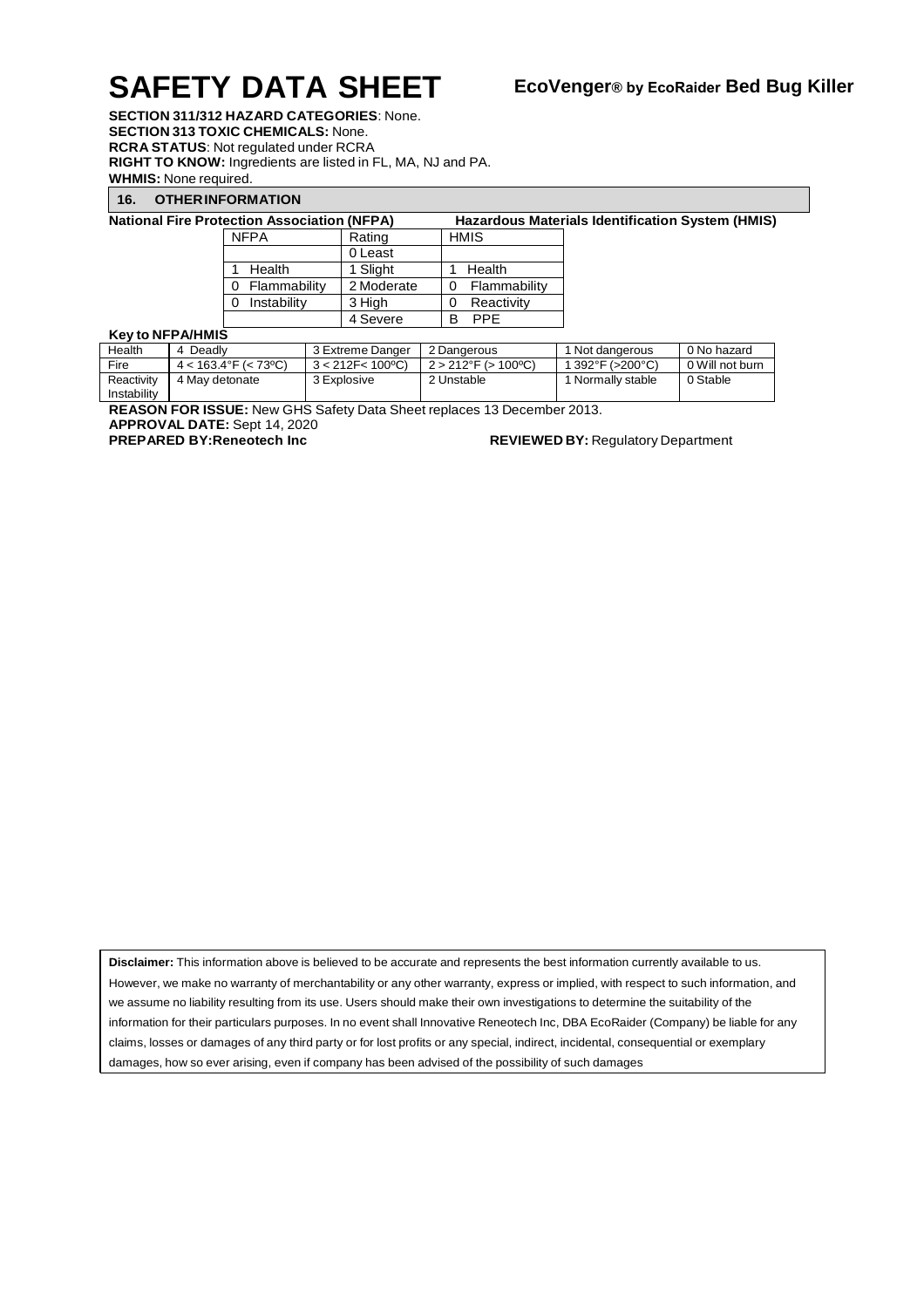**SECTION 311/312 HAZARD CATEGORIES**: None.
**SECTION 313 TOXIC CHEMICALS:** None.
**RCRA STATUS**: Not regulated under RCRA
**RIGHT TO KNOW:** Ingredients are listed in FL, MA, NJ and PA.
**WHMIS:** None required.

## 16. OTHER INFORMATION

**National Fire Protection Association (NFPA)** **Hazardous Materials Identification System (HMIS)**

| NFPA | Rating | HMIS |
|---|---|---|
| | 0 Least | |
| 1 Health | 1 Slight | 1 Health |
| 0 Flammability | 2 Moderate | 0 Flammability |
| 0 Instability | 3 High | 0 Reactivity |
| | 4 Severe | B PPE |

**Key to NFPA/HMIS**

| | | | | | |
|---|---|---|---|---|---|
| Health | 4 Deadly | 3 Extreme Danger | 2 Dangerous | 1 Not dangerous | 0 No hazard |
| Fire | 4 < 163.4°F (< 73ºC) | 3 < 212F< 100ºC) | 2 > 212°F (> 100ºC) | 1 392°F (>200°C) | 0 Will not burn |
| Reactivity Instability | 4 May detonate | 3 Explosive | 2 Unstable | 1 Normally stable | 0 Stable |

**REASON FOR ISSUE:** New GHS Safety Data Sheet replaces 13 December 2013.
**APPROVAL DATE:** Sept 14, 2020
**PREPARED BY:Reneotech Inc** **REVIEWED BY:** Regulatory Department

**Disclaimer:** This information above is believed to be accurate and represents the best information currently available to us. However, we make no warranty of merchantability or any other warranty, express or implied, with respect to such information, and we assume no liability resulting from its use. Users should make their own investigations to determine the suitability of the information for their particulars purposes. In no event shall Innovative Reneotech Inc, DBA EcoRaider (Company) be liable for any claims, losses or damages of any third party or for lost profits or any special, indirect, incidental, consequential or exemplary damages, how so ever arising, even if company has been advised of the possibility of such damages